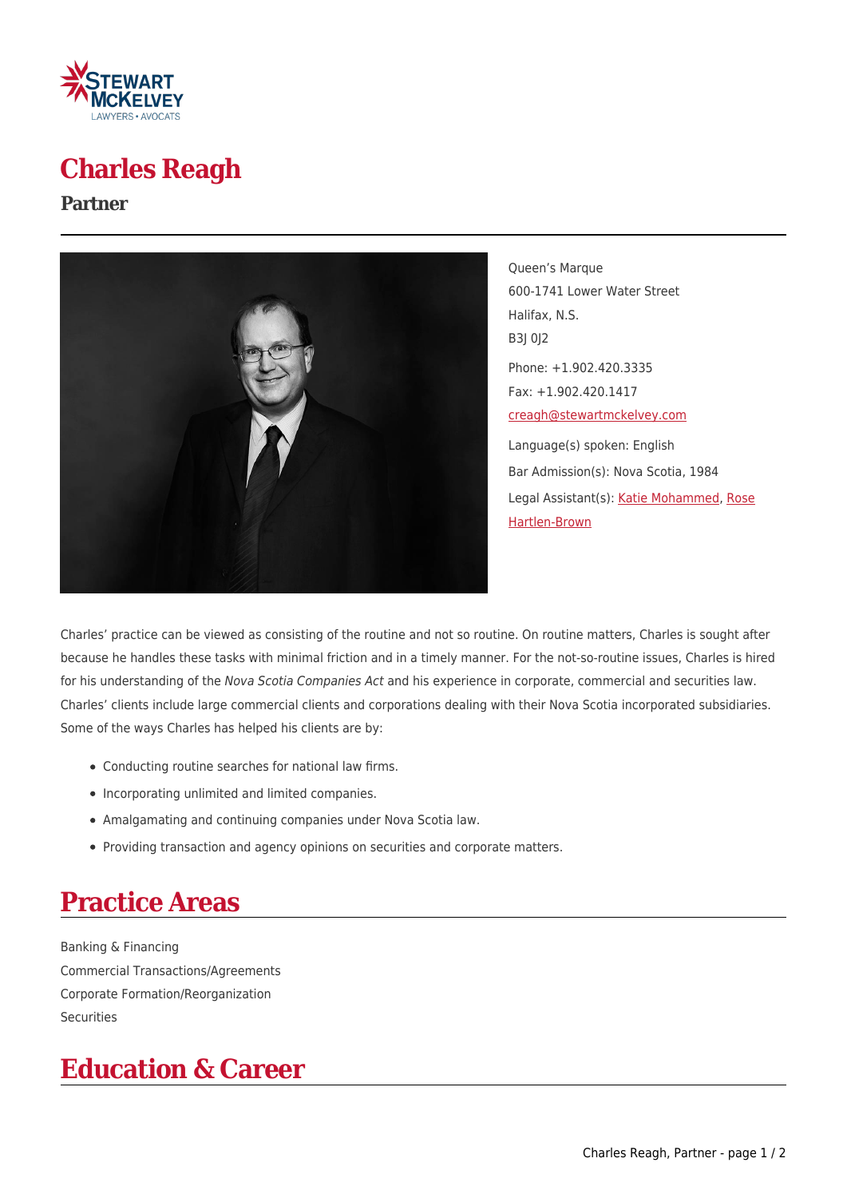# Charles Reagh

## Partner

Queen's Marque
600-1741 Lower Water Street
Halifax, N.S.
B3J 0J2

Phone: +1.902.420.3335
Fax: +1.902.420.1417
creagh@stewartmckelvey.com

Language(s) spoken: English

Bar Admission(s): Nova Scotia, 1984

Legal Assistant(s): Katie Mohammed, Rose Hartlen-Brown

Charles' practice can be viewed as consisting of the routine and not so routine. On routine matters, Charles is sought after because he handles these tasks with minimal friction and in a timely manner. For the not-so-routine issues, Charles is hired for his understanding of the *Nova Scotia Companies Act* and his experience in corporate, commercial and securities law. Charles' clients include large commercial clients and corporations dealing with their Nova Scotia incorporated subsidiaries. Some of the ways Charles has helped his clients are by:

- Conducting routine searches for national law firms.
- Incorporating unlimited and limited companies.
- Amalgamating and continuing companies under Nova Scotia law.
- Providing transaction and agency opinions on securities and corporate matters.

## Practice Areas

Banking & Financing
Commercial Transactions/Agreements
Corporate Formation/Reorganization
Securities

## Education & Career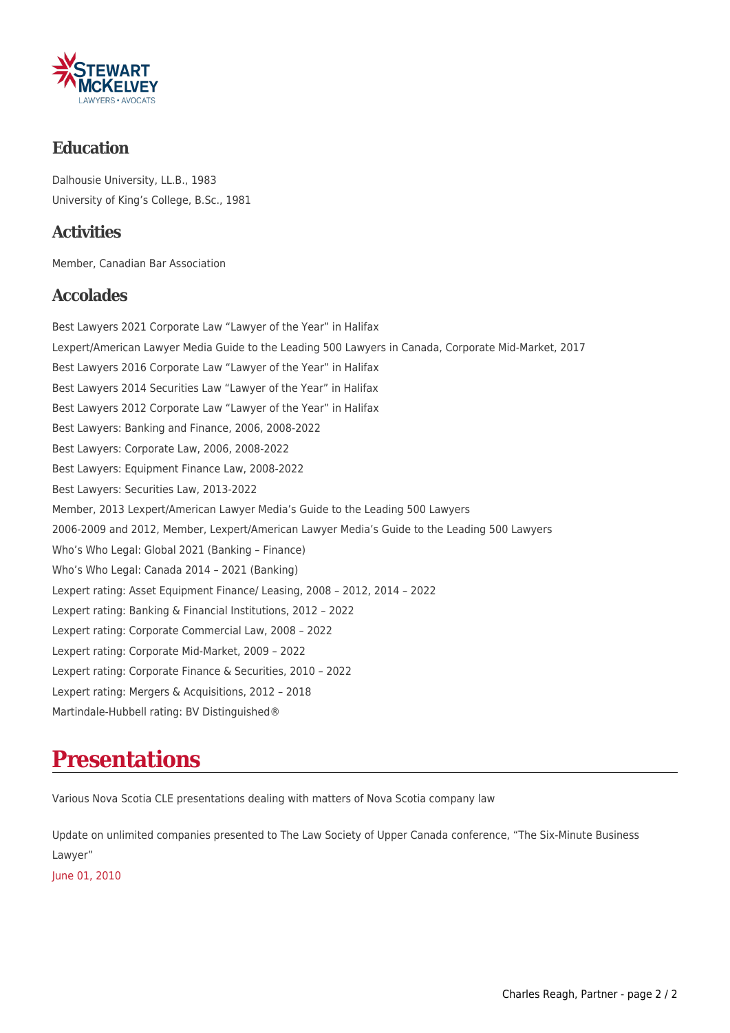## Education

Dalhousie University, LL.B., 1983
University of King's College, B.Sc., 1981

## Activities

Member, Canadian Bar Association

## Accolades

Best Lawyers 2021 Corporate Law "Lawyer of the Year" in Halifax
Lexpert/American Lawyer Media Guide to the Leading 500 Lawyers in Canada, Corporate Mid-Market, 2017
Best Lawyers 2016 Corporate Law "Lawyer of the Year" in Halifax
Best Lawyers 2014 Securities Law "Lawyer of the Year" in Halifax
Best Lawyers 2012 Corporate Law "Lawyer of the Year" in Halifax
Best Lawyers: Banking and Finance, 2006, 2008-2022
Best Lawyers: Corporate Law, 2006, 2008-2022
Best Lawyers: Equipment Finance Law, 2008-2022
Best Lawyers: Securities Law, 2013-2022
Member, 2013 Lexpert/American Lawyer Media's Guide to the Leading 500 Lawyers
2006-2009 and 2012, Member, Lexpert/American Lawyer Media's Guide to the Leading 500 Lawyers
Who's Who Legal: Global 2021 (Banking – Finance)
Who's Who Legal: Canada 2014 – 2021 (Banking)
Lexpert rating: Asset Equipment Finance/ Leasing, 2008 – 2012, 2014 – 2022
Lexpert rating: Banking & Financial Institutions, 2012 – 2022
Lexpert rating: Corporate Commercial Law, 2008 – 2022
Lexpert rating: Corporate Mid-Market, 2009 – 2022
Lexpert rating: Corporate Finance & Securities, 2010 – 2022
Lexpert rating: Mergers & Acquisitions, 2012 – 2018
Martindale-Hubbell rating: BV Distinguished®

# Presentations

Various Nova Scotia CLE presentations dealing with matters of Nova Scotia company law

Update on unlimited companies presented to The Law Society of Upper Canada conference, "The Six-Minute Business Lawyer"
June 01, 2010